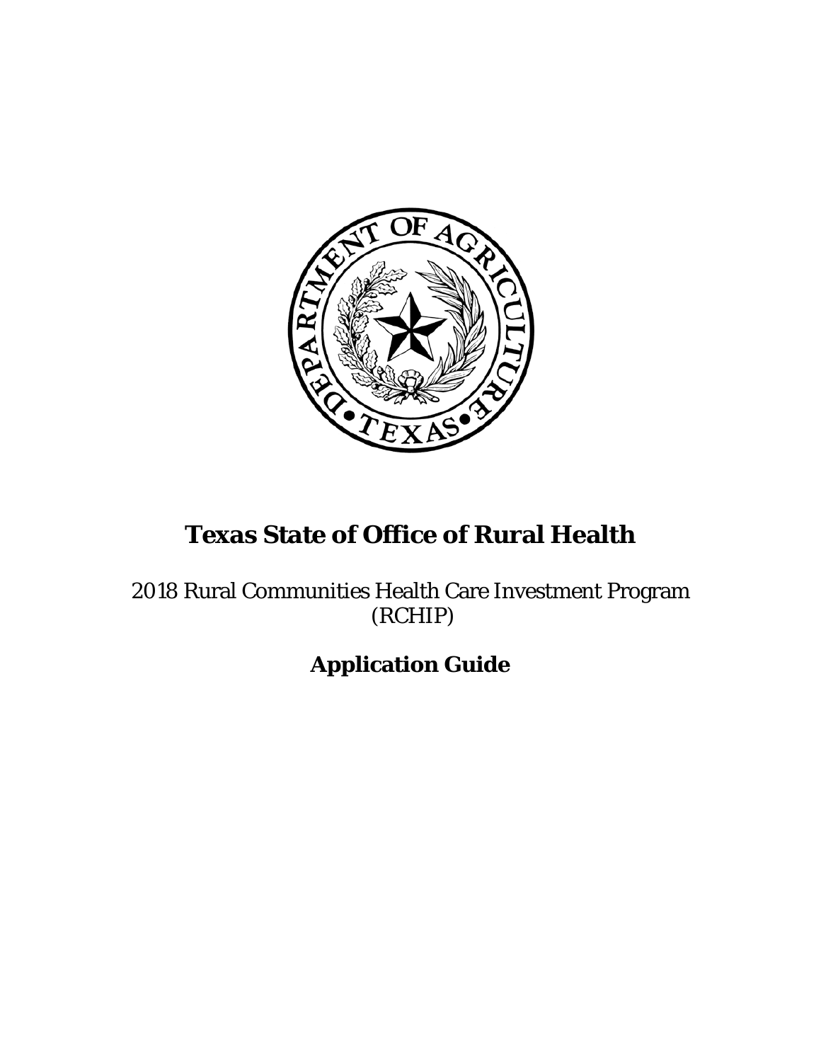# Texas State of Office of Rural Health

2018 Rural Communities Health Care Investment Program (RCHIP)

## Application Guide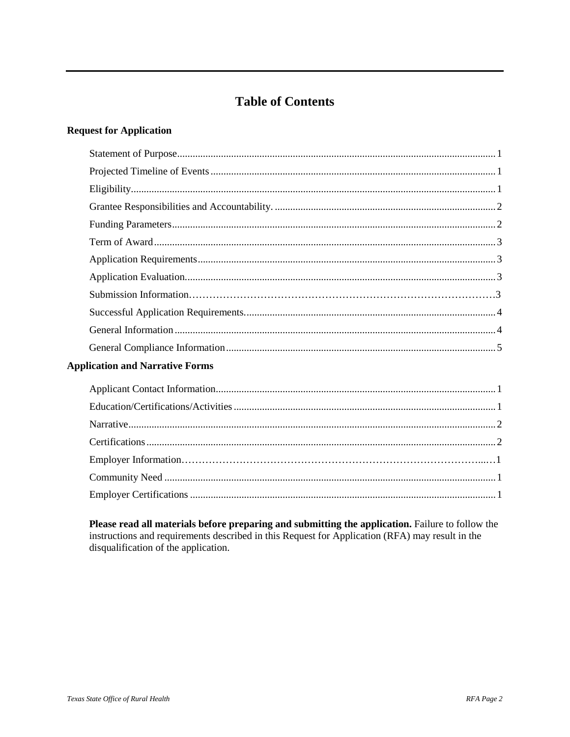# Table of Contents

## Request for Application

- Statement of Purpose ........ 1
- Projected Timeline of Events ........ 1
- Eligibility ........ 1
- Grantee Responsibilities and Accountability. ........ 2
- Funding Parameters ........ 2
- Term of Award ........ 3
- Application Requirements ........ 3
- Application Evaluation ........ 3
- Submission Information ........ 3
- Successful Application Requirements ........ 4
- General Information ........ 4
- General Compliance Information ........ 5

## Application and Narrative Forms

- Applicant Contact Information ........ 1
- Education/Certifications/Activities ........ 1
- Narrative ........ 2
- Certifications ........ 2
- Employer Information ........ 1
- Community Need ........ 1
- Employer Certifications ........ 1

**Please read all materials before preparing and submitting the application.** Failure to follow the instructions and requirements described in this Request for Application (RFA) may result in the disqualification of the application.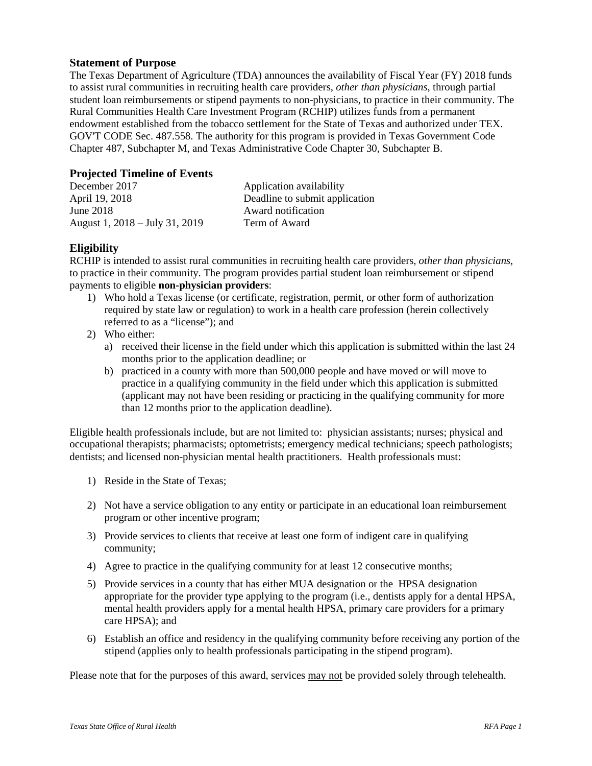## Statement of Purpose

The Texas Department of Agriculture (TDA) announces the availability of Fiscal Year (FY) 2018 funds to assist rural communities in recruiting health care providers, *other than physicians*, through partial student loan reimbursements or stipend payments to non-physicians, to practice in their community. The Rural Communities Health Care Investment Program (RCHIP) utilizes funds from a permanent endowment established from the tobacco settlement for the State of Texas and authorized under TEX. GOV'T CODE Sec. 487.558. The authority for this program is provided in Texas Government Code Chapter 487, Subchapter M, and Texas Administrative Code Chapter 30, Subchapter B.

## Projected Timeline of Events

| | |
|---|---|
| December 2017 | Application availability |
| April 19, 2018 | Deadline to submit application |
| June 2018 | Award notification |
| August 1, 2018 – July 31, 2019 | Term of Award |

## Eligibility

RCHIP is intended to assist rural communities in recruiting health care providers, *other than physicians*, to practice in their community. The program provides partial student loan reimbursement or stipend payments to eligible **non-physician providers**:

1) Who hold a Texas license (or certificate, registration, permit, or other form of authorization required by state law or regulation) to work in a health care profession (herein collectively referred to as a "license"); and
2) Who either:
   a) received their license in the field under which this application is submitted within the last 24 months prior to the application deadline; or
   b) practiced in a county with more than 500,000 people and have moved or will move to practice in a qualifying community in the field under which this application is submitted (applicant may not have been residing or practicing in the qualifying community for more than 12 months prior to the application deadline).

Eligible health professionals include, but are not limited to: physician assistants; nurses; physical and occupational therapists; pharmacists; optometrists; emergency medical technicians; speech pathologists; dentists; and licensed non-physician mental health practitioners. Health professionals must:

1) Reside in the State of Texas;
2) Not have a service obligation to any entity or participate in an educational loan reimbursement program or other incentive program;
3) Provide services to clients that receive at least one form of indigent care in qualifying community;
4) Agree to practice in the qualifying community for at least 12 consecutive months;
5) Provide services in a county that has either MUA designation or the HPSA designation appropriate for the provider type applying to the program (i.e., dentists apply for a dental HPSA, mental health providers apply for a mental health HPSA, primary care providers for a primary care HPSA); and
6) Establish an office and residency in the qualifying community before receiving any portion of the stipend (applies only to health professionals participating in the stipend program).

Please note that for the purposes of this award, services may not be provided solely through telehealth.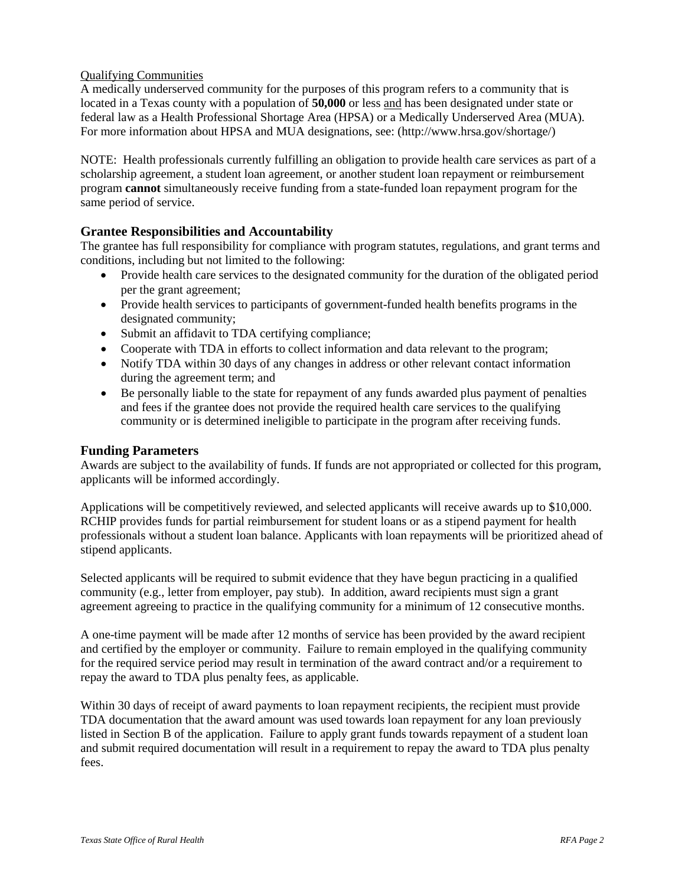Qualifying Communities

A medically underserved community for the purposes of this program refers to a community that is located in a Texas county with a population of **50,000** or less and has been designated under state or federal law as a Health Professional Shortage Area (HPSA) or a Medically Underserved Area (MUA). For more information about HPSA and MUA designations, see: (http://www.hrsa.gov/shortage/)

NOTE: Health professionals currently fulfilling an obligation to provide health care services as part of a scholarship agreement, a student loan agreement, or another student loan repayment or reimbursement program **cannot** simultaneously receive funding from a state-funded loan repayment program for the same period of service.

## Grantee Responsibilities and Accountability

The grantee has full responsibility for compliance with program statutes, regulations, and grant terms and conditions, including but not limited to the following:

- Provide health care services to the designated community for the duration of the obligated period per the grant agreement;
- Provide health services to participants of government-funded health benefits programs in the designated community;
- Submit an affidavit to TDA certifying compliance;
- Cooperate with TDA in efforts to collect information and data relevant to the program;
- Notify TDA within 30 days of any changes in address or other relevant contact information during the agreement term; and
- Be personally liable to the state for repayment of any funds awarded plus payment of penalties and fees if the grantee does not provide the required health care services to the qualifying community or is determined ineligible to participate in the program after receiving funds.

## Funding Parameters

Awards are subject to the availability of funds. If funds are not appropriated or collected for this program, applicants will be informed accordingly.

Applications will be competitively reviewed, and selected applicants will receive awards up to $10,000. RCHIP provides funds for partial reimbursement for student loans or as a stipend payment for health professionals without a student loan balance. Applicants with loan repayments will be prioritized ahead of stipend applicants.

Selected applicants will be required to submit evidence that they have begun practicing in a qualified community (e.g., letter from employer, pay stub). In addition, award recipients must sign a grant agreement agreeing to practice in the qualifying community for a minimum of 12 consecutive months.

A one-time payment will be made after 12 months of service has been provided by the award recipient and certified by the employer or community. Failure to remain employed in the qualifying community for the required service period may result in termination of the award contract and/or a requirement to repay the award to TDA plus penalty fees, as applicable.

Within 30 days of receipt of award payments to loan repayment recipients, the recipient must provide TDA documentation that the award amount was used towards loan repayment for any loan previously listed in Section B of the application. Failure to apply grant funds towards repayment of a student loan and submit required documentation will result in a requirement to repay the award to TDA plus penalty fees.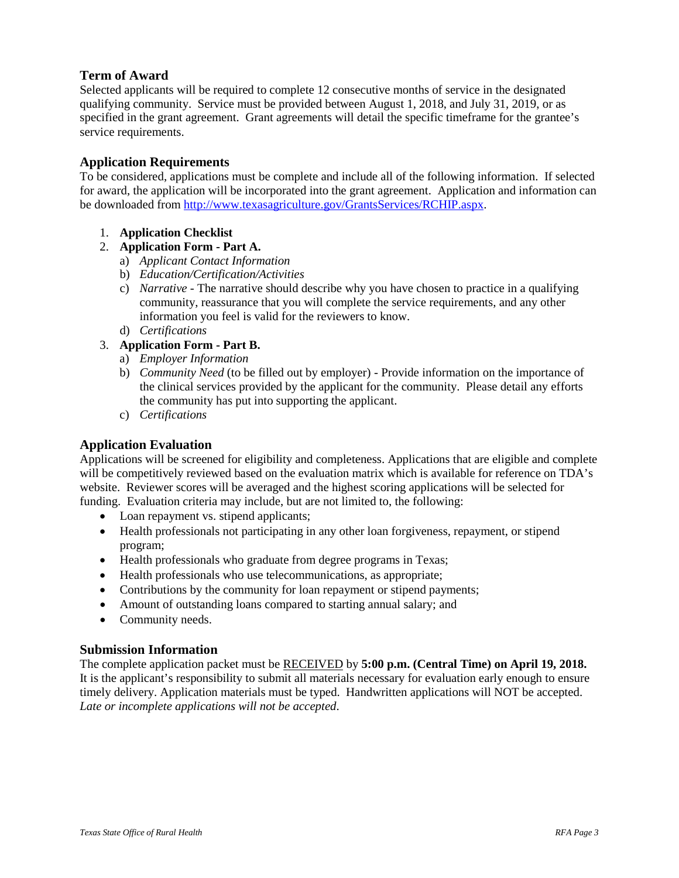### Term of Award

Selected applicants will be required to complete 12 consecutive months of service in the designated qualifying community. Service must be provided between August 1, 2018, and July 31, 2019, or as specified in the grant agreement. Grant agreements will detail the specific timeframe for the grantee's service requirements.

### Application Requirements

To be considered, applications must be complete and include all of the following information. If selected for award, the application will be incorporated into the grant agreement. Application and information can be downloaded from [http://www.texasagriculture.gov/GrantsServices/RCHIP.aspx](http://www.texasagriculture.gov/GrantsServices/RCHIP.aspx).

1. **Application Checklist**
2. **Application Form - Part A.**
   a) *Applicant Contact Information*
   b) *Education/Certification/Activities*
   c) *Narrative* - The narrative should describe why you have chosen to practice in a qualifying community, reassurance that you will complete the service requirements, and any other information you feel is valid for the reviewers to know.
   d) *Certifications*
3. **Application Form - Part B.**
   a) *Employer Information*
   b) *Community Need* (to be filled out by employer) - Provide information on the importance of the clinical services provided by the applicant for the community. Please detail any efforts the community has put into supporting the applicant.
   c) *Certifications*

### Application Evaluation

Applications will be screened for eligibility and completeness. Applications that are eligible and complete will be competitively reviewed based on the evaluation matrix which is available for reference on TDA's website. Reviewer scores will be averaged and the highest scoring applications will be selected for funding. Evaluation criteria may include, but are not limited to, the following:

- Loan repayment vs. stipend applicants;
- Health professionals not participating in any other loan forgiveness, repayment, or stipend program;
- Health professionals who graduate from degree programs in Texas;
- Health professionals who use telecommunications, as appropriate;
- Contributions by the community for loan repayment or stipend payments;
- Amount of outstanding loans compared to starting annual salary; and
- Community needs.

### Submission Information

The complete application packet must be RECEIVED by **5:00 p.m. (Central Time) on April 19, 2018.** It is the applicant's responsibility to submit all materials necessary for evaluation early enough to ensure timely delivery. Application materials must be typed. Handwritten applications will NOT be accepted. *Late or incomplete applications will not be accepted*.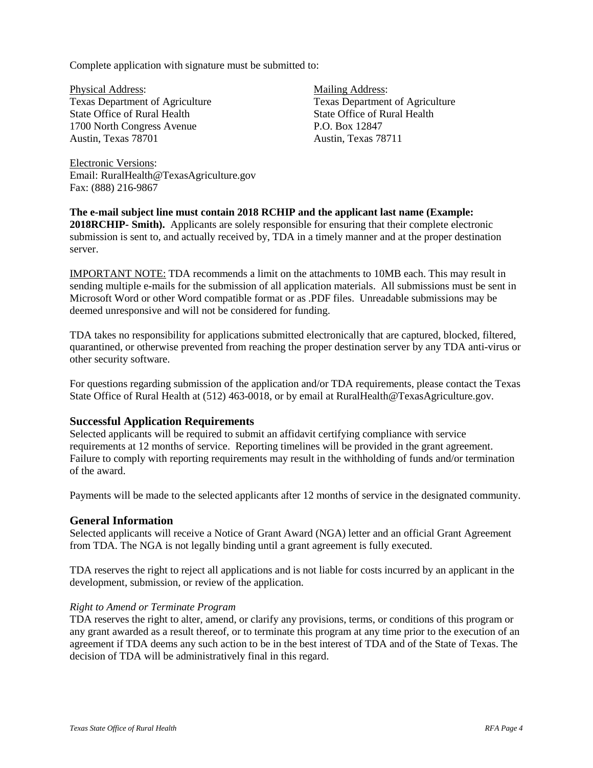Complete application with signature must be submitted to:

Physical Address:
Texas Department of Agriculture
State Office of Rural Health
1700 North Congress Avenue
Austin, Texas 78701

Mailing Address:
Texas Department of Agriculture
State Office of Rural Health
P.O. Box 12847
Austin, Texas 78711

Electronic Versions:
Email: RuralHealth@TexasAgriculture.gov
Fax: (888) 216-9867

**The e-mail subject line must contain 2018 RCHIP and the applicant last name (Example: 2018RCHIP- Smith).** Applicants are solely responsible for ensuring that their complete electronic submission is sent to, and actually received by, TDA in a timely manner and at the proper destination server.

IMPORTANT NOTE: TDA recommends a limit on the attachments to 10MB each. This may result in sending multiple e-mails for the submission of all application materials. All submissions must be sent in Microsoft Word or other Word compatible format or as .PDF files. Unreadable submissions may be deemed unresponsive and will not be considered for funding.

TDA takes no responsibility for applications submitted electronically that are captured, blocked, filtered, quarantined, or otherwise prevented from reaching the proper destination server by any TDA anti-virus or other security software.

For questions regarding submission of the application and/or TDA requirements, please contact the Texas State Office of Rural Health at (512) 463-0018, or by email at RuralHealth@TexasAgriculture.gov.

## Successful Application Requirements

Selected applicants will be required to submit an affidavit certifying compliance with service requirements at 12 months of service. Reporting timelines will be provided in the grant agreement. Failure to comply with reporting requirements may result in the withholding of funds and/or termination of the award.

Payments will be made to the selected applicants after 12 months of service in the designated community.

## General Information

Selected applicants will receive a Notice of Grant Award (NGA) letter and an official Grant Agreement from TDA. The NGA is not legally binding until a grant agreement is fully executed.

TDA reserves the right to reject all applications and is not liable for costs incurred by an applicant in the development, submission, or review of the application.

*Right to Amend or Terminate Program*

TDA reserves the right to alter, amend, or clarify any provisions, terms, or conditions of this program or any grant awarded as a result thereof, or to terminate this program at any time prior to the execution of an agreement if TDA deems any such action to be in the best interest of TDA and of the State of Texas. The decision of TDA will be administratively final in this regard.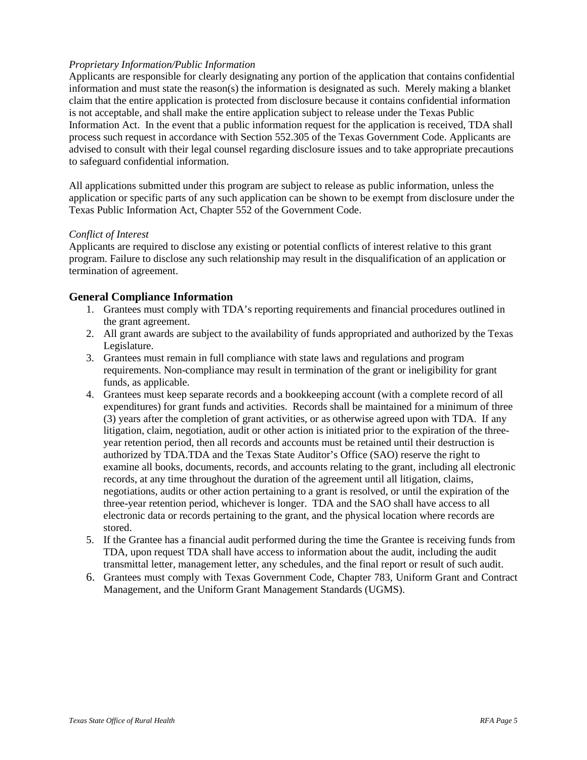*Proprietary Information/Public Information*

Applicants are responsible for clearly designating any portion of the application that contains confidential information and must state the reason(s) the information is designated as such. Merely making a blanket claim that the entire application is protected from disclosure because it contains confidential information is not acceptable, and shall make the entire application subject to release under the Texas Public Information Act. In the event that a public information request for the application is received, TDA shall process such request in accordance with Section 552.305 of the Texas Government Code. Applicants are advised to consult with their legal counsel regarding disclosure issues and to take appropriate precautions to safeguard confidential information.

All applications submitted under this program are subject to release as public information, unless the application or specific parts of any such application can be shown to be exempt from disclosure under the Texas Public Information Act, Chapter 552 of the Government Code.

*Conflict of Interest*

Applicants are required to disclose any existing or potential conflicts of interest relative to this grant program. Failure to disclose any such relationship may result in the disqualification of an application or termination of agreement.

## General Compliance Information

1. Grantees must comply with TDA's reporting requirements and financial procedures outlined in the grant agreement.
2. All grant awards are subject to the availability of funds appropriated and authorized by the Texas Legislature.
3. Grantees must remain in full compliance with state laws and regulations and program requirements. Non-compliance may result in termination of the grant or ineligibility for grant funds, as applicable.
4. Grantees must keep separate records and a bookkeeping account (with a complete record of all expenditures) for grant funds and activities. Records shall be maintained for a minimum of three (3) years after the completion of grant activities, or as otherwise agreed upon with TDA. If any litigation, claim, negotiation, audit or other action is initiated prior to the expiration of the three-year retention period, then all records and accounts must be retained until their destruction is authorized by TDA.TDA and the Texas State Auditor's Office (SAO) reserve the right to examine all books, documents, records, and accounts relating to the grant, including all electronic records, at any time throughout the duration of the agreement until all litigation, claims, negotiations, audits or other action pertaining to a grant is resolved, or until the expiration of the three-year retention period, whichever is longer. TDA and the SAO shall have access to all electronic data or records pertaining to the grant, and the physical location where records are stored.
5. If the Grantee has a financial audit performed during the time the Grantee is receiving funds from TDA, upon request TDA shall have access to information about the audit, including the audit transmittal letter, management letter, any schedules, and the final report or result of such audit.
6. Grantees must comply with Texas Government Code, Chapter 783, Uniform Grant and Contract Management, and the Uniform Grant Management Standards (UGMS).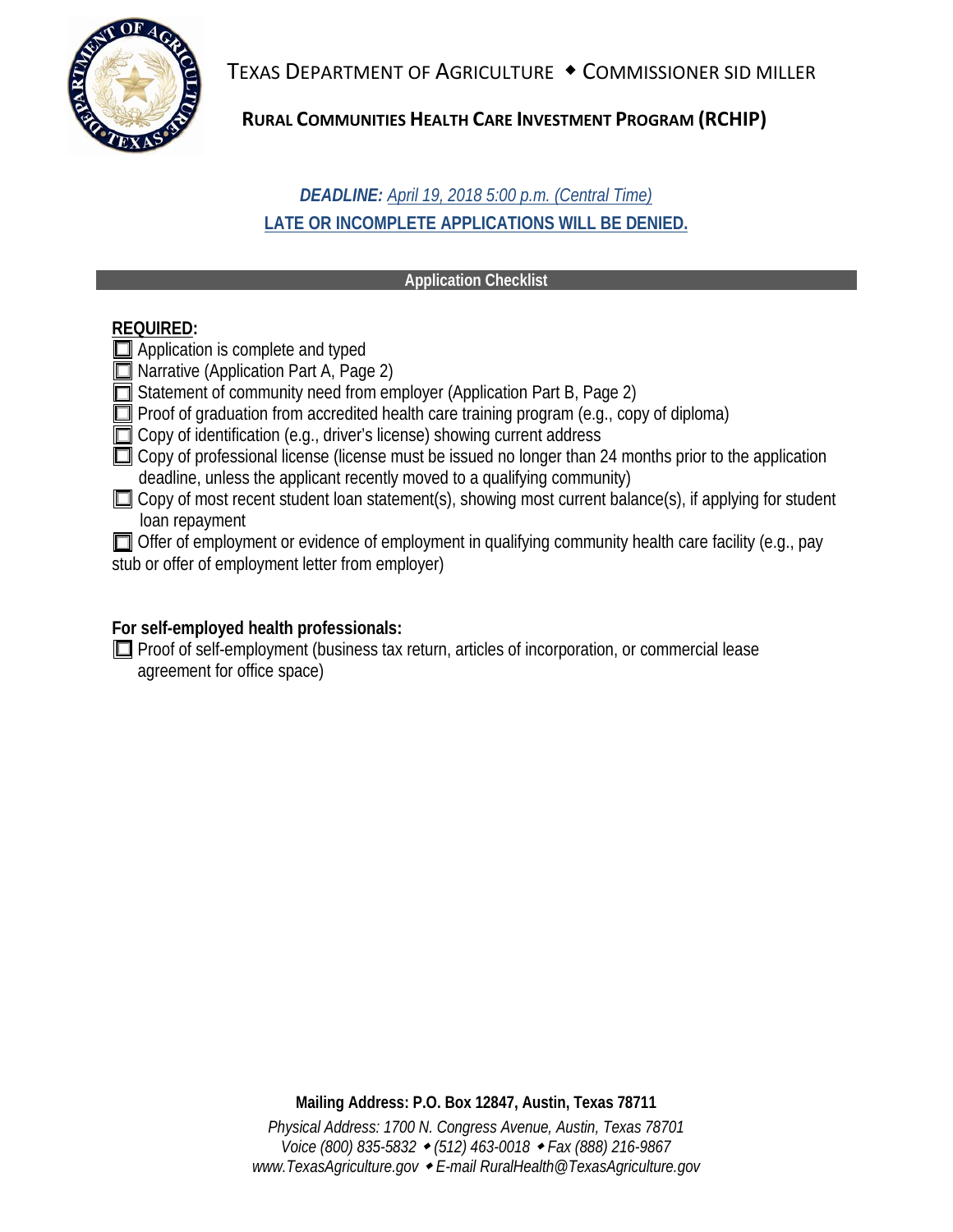TEXAS DEPARTMENT OF AGRICULTURE ◆ COMMISSIONER SID MILLER

**RURAL COMMUNITIES HEALTH CARE INVESTMENT PROGRAM (RCHIP)**

***DEADLINE:*** *April 19, 2018 5:00 p.m. (Central Time)*

**LATE OR INCOMPLETE APPLICATIONS WILL BE DENIED.**

## Application Checklist

**REQUIRED:**

- ☐ Application is complete and typed
- ☐ Narrative (Application Part A, Page 2)
- ☐ Statement of community need from employer (Application Part B, Page 2)
- ☐ Proof of graduation from accredited health care training program (e.g., copy of diploma)
- ☐ Copy of identification (e.g., driver's license) showing current address
- ☐ Copy of professional license (license must be issued no longer than 24 months prior to the application deadline, unless the applicant recently moved to a qualifying community)
- ☐ Copy of most recent student loan statement(s), showing most current balance(s), if applying for student loan repayment
- ☐ Offer of employment or evidence of employment in qualifying community health care facility (e.g., pay stub or offer of employment letter from employer)

**For self-employed health professionals:**

- ☐ Proof of self-employment (business tax return, articles of incorporation, or commercial lease agreement for office space)

**Mailing Address: P.O. Box 12847, Austin, Texas 78711**

*Physical Address: 1700 N. Congress Avenue, Austin, Texas 78701*
*Voice (800) 835-5832 ◆ (512) 463-0018 ◆ Fax (888) 216-9867*
*www.TexasAgriculture.gov ◆ E-mail RuralHealth@TexasAgriculture.gov*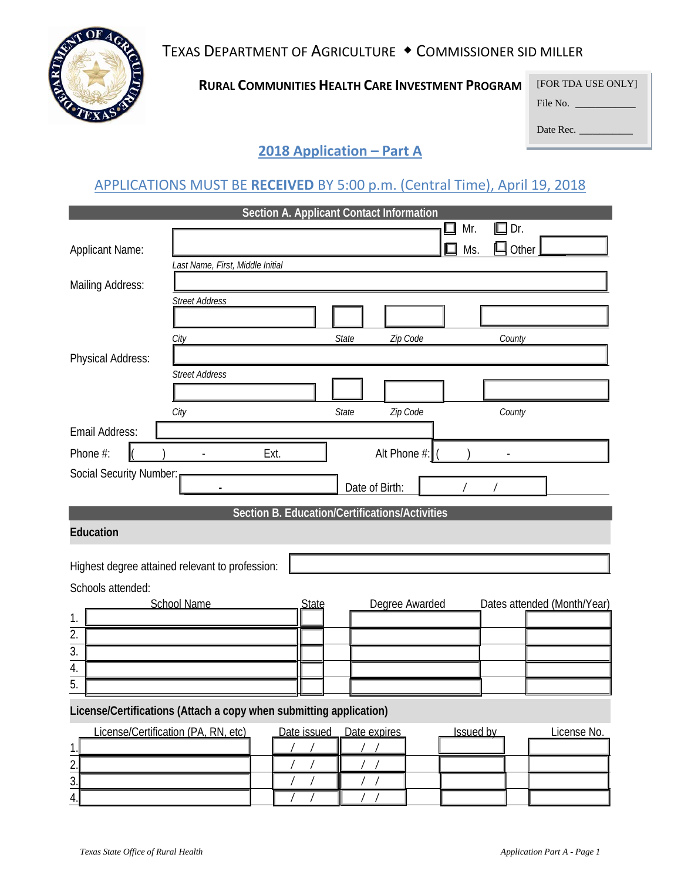TEXAS DEPARTMENT OF AGRICULTURE ◆ COMMISSIONER SID MILLER

**RURAL COMMUNITIES HEALTH CARE INVESTMENT PROGRAM**

[FOR TDA USE ONLY]
File No. ___________
Date Rec. __________

# 2018 Application – Part A

## APPLICATIONS MUST BE **RECEIVED** BY 5:00 p.m. (Central Time), April 19, 2018

### Section A. Applicant Contact Information

Applicant Name: ______________________ ☐ Mr. ☐ Dr. ☐ Ms. ☐ Other ________
*Last Name, First, Middle Initial*

Mailing Address: ______________________
*Street Address*

______________________
*City* *State* *Zip Code* *County*

Physical Address: ______________________
*Street Address*

______________________
*City* *State* *Zip Code* *County*

Email Address: ______________________

Phone #: ( ) - Ext. Alt Phone #: ( ) -

Social Security Number: - Date of Birth: / /

### Section B. Education/Certifications/Activities

**Education**

Highest degree attained relevant to profession: ______________________

Schools attended:

| | School Name | State | Degree Awarded | Dates attended (Month/Year) |
|---|---|---|---|---|
| 1. | | | | |
| 2. | | | | |
| 3. | | | | |
| 4. | | | | |
| 5. | | | | |

**License/Certifications (Attach a copy when submitting application)**

| | License/Certification (PA, RN, etc) | Date issued | Date expires | Issued by | License No. |
|---|---|---|---|---|---|
| 1. | | / / | / / | | |
| 2. | | / / | / / | | |
| 3. | | / / | / / | | |
| 4. | | / / | / / | | |

*Texas State Office of Rural Health*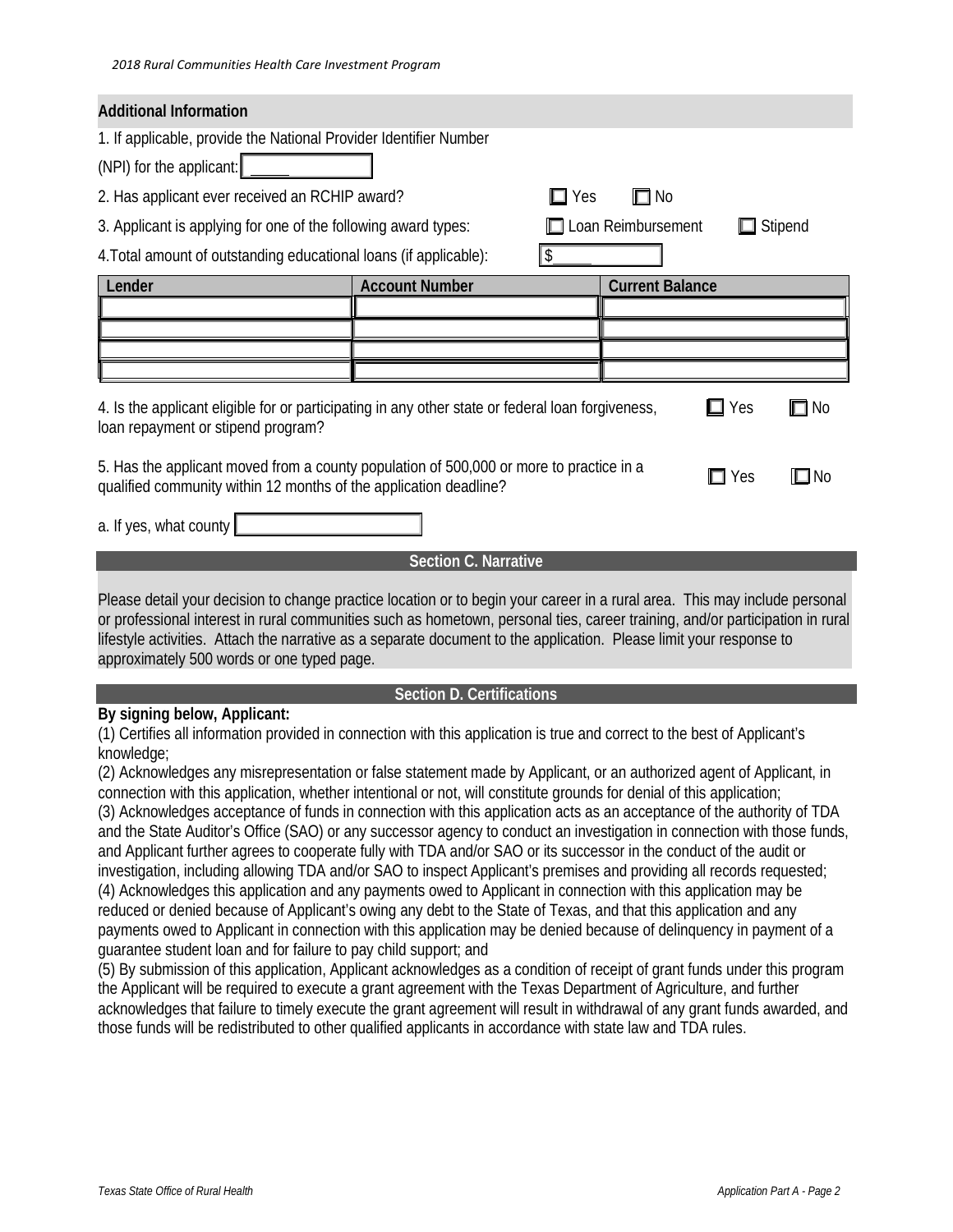## Additional Information

1. If applicable, provide the National Provider Identifier Number (NPI) for the applicant: _____

2. Has applicant ever received an RCHIP award? ☐ Yes ☐ No

3. Applicant is applying for one of the following award types: ☐ Loan Reimbursement ☐ Stipend

4. Total amount of outstanding educational loans (if applicable): $_____

| Lender | Account Number | Current Balance |
|---|---|---|
| | | |
| | | |
| | | |
| | | |

4. Is the applicant eligible for or participating in any other state or federal loan forgiveness, loan repayment or stipend program? ☐ Yes ☐ No

5. Has the applicant moved from a county population of 500,000 or more to practice in a qualified community within 12 months of the application deadline? ☐ Yes ☐ No

a. If yes, what county

## Section C. Narrative

Please detail your decision to change practice location or to begin your career in a rural area. This may include personal or professional interest in rural communities such as hometown, personal ties, career training, and/or participation in rural lifestyle activities. Attach the narrative as a separate document to the application. Please limit your response to approximately 500 words or one typed page.

## Section D. Certifications

**By signing below, Applicant:**

(1) Certifies all information provided in connection with this application is true and correct to the best of Applicant's knowledge;

(2) Acknowledges any misrepresentation or false statement made by Applicant, or an authorized agent of Applicant, in connection with this application, whether intentional or not, will constitute grounds for denial of this application;

(3) Acknowledges acceptance of funds in connection with this application acts as an acceptance of the authority of TDA and the State Auditor's Office (SAO) or any successor agency to conduct an investigation in connection with those funds, and Applicant further agrees to cooperate fully with TDA and/or SAO or its successor in the conduct of the audit or investigation, including allowing TDA and/or SAO to inspect Applicant's premises and providing all records requested;

(4) Acknowledges this application and any payments owed to Applicant in connection with this application may be reduced or denied because of Applicant's owing any debt to the State of Texas, and that this application and any payments owed to Applicant in connection with this application may be denied because of delinquency in payment of a guarantee student loan and for failure to pay child support; and

(5) By submission of this application, Applicant acknowledges as a condition of receipt of grant funds under this program the Applicant will be required to execute a grant agreement with the Texas Department of Agriculture, and further acknowledges that failure to timely execute the grant agreement will result in withdrawal of any grant funds awarded, and those funds will be redistributed to other qualified applicants in accordance with state law and TDA rules.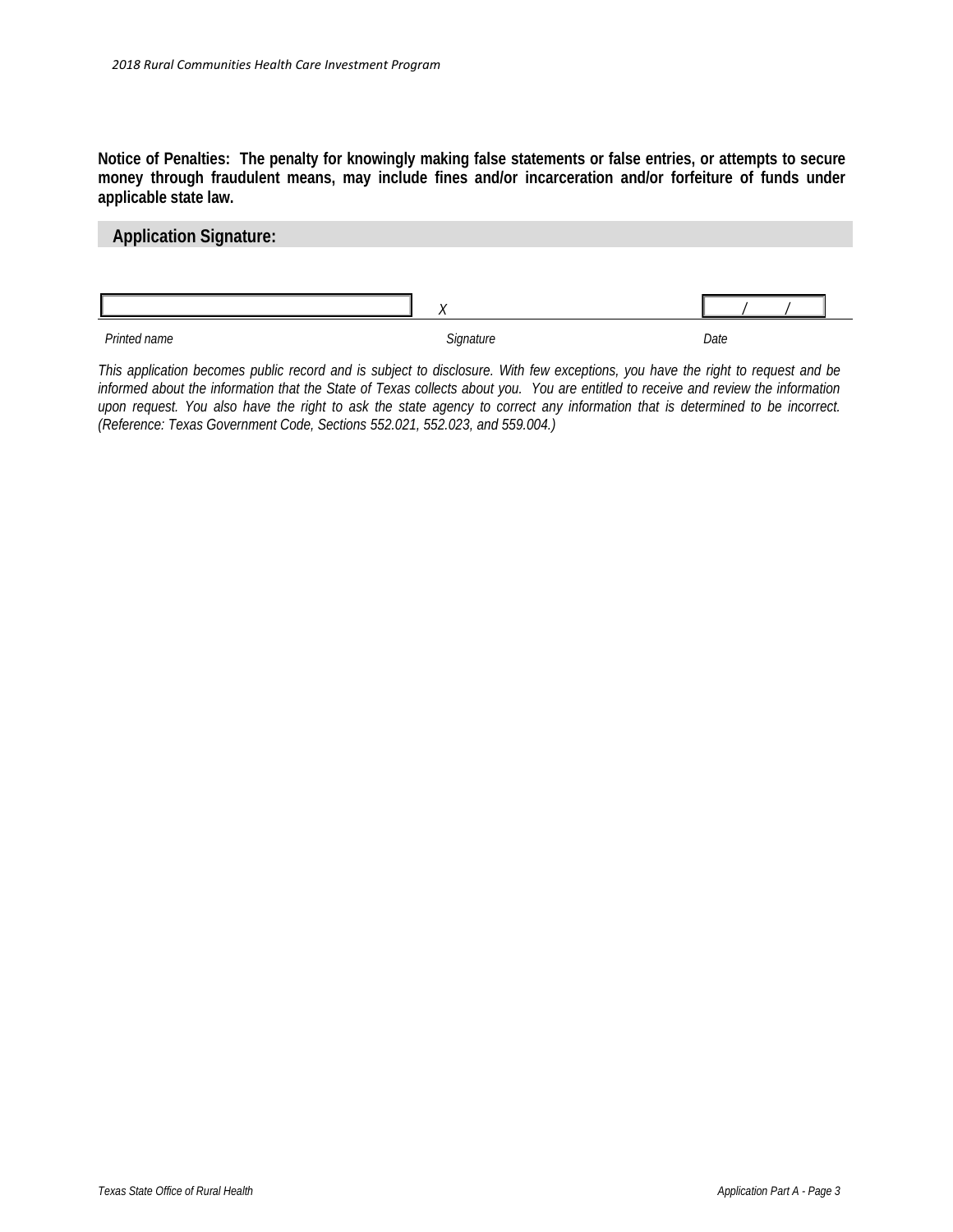**Notice of Penalties: The penalty for knowingly making false statements or false entries, or attempts to secure money through fraudulent means, may include fines and/or incarceration and/or forfeiture of funds under applicable state law.**

## Application Signature:

| | X | / / |
|---|---|---|
| *Printed name* | *Signature* | *Date* |

*This application becomes public record and is subject to disclosure. With few exceptions, you have the right to request and be informed about the information that the State of Texas collects about you. You are entitled to receive and review the information upon request. You also have the right to ask the state agency to correct any information that is determined to be incorrect. (Reference: Texas Government Code, Sections 552.021, 552.023, and 559.004.)*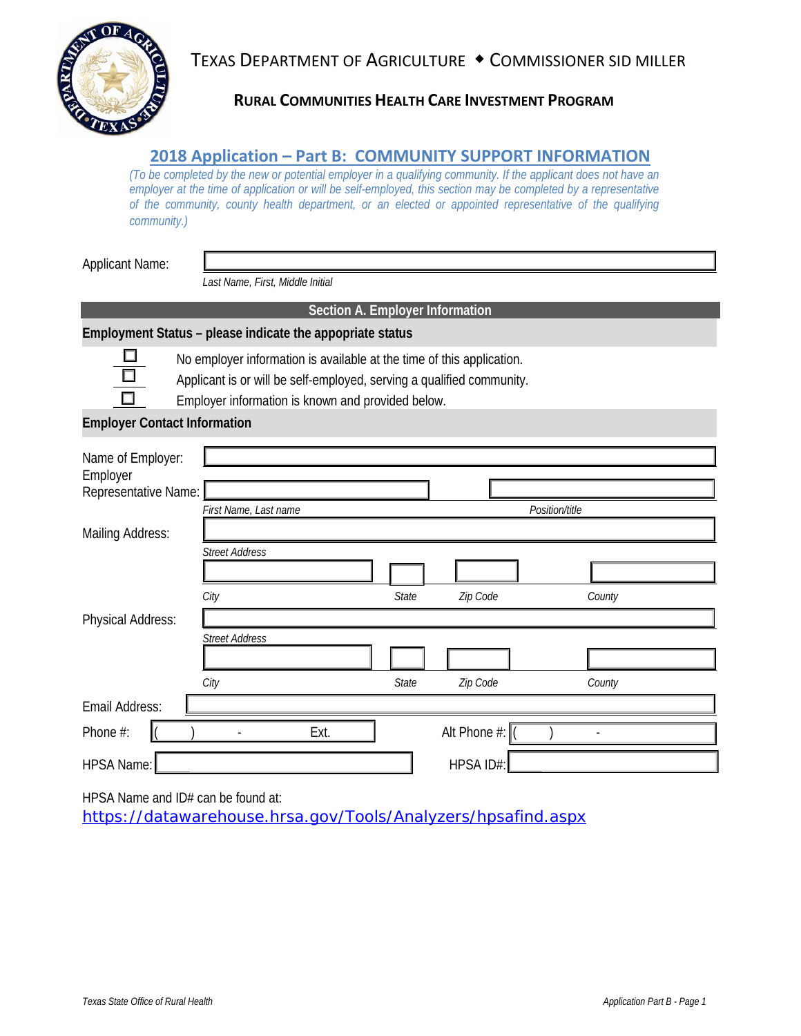TEXAS DEPARTMENT OF AGRICULTURE ◆ COMMISSIONER SID MILLER

**RURAL COMMUNITIES HEALTH CARE INVESTMENT PROGRAM**

# 2018 Application – Part B: COMMUNITY SUPPORT INFORMATION

*(To be completed by the new or potential employer in a qualifying community. If the applicant does not have an employer at the time of application or will be self-employed, this section may be completed by a representative of the community, county health department, or an elected or appointed representative of the qualifying community.)*

Applicant Name: ______________________________
*Last Name, First, Middle Initial*

## Section A. Employer Information

**Employment Status – please indicate the appopriate status**

- ☐ No employer information is available at the time of this application.
- ☐ Applicant is or will be self-employed, serving a qualified community.
- ☐ Employer information is known and provided below.

**Employer Contact Information**

Name of Employer: ______________________________

Employer Representative Name: ______________________________ ______________________________
*First Name, Last name* *Position/title*

Mailing Address: ______________________________
*Street Address*

______________ ______ ______________ ______________
*City* *State* *Zip Code* *County*

Physical Address: ______________________________
*Street Address*

______________ ______ ______________ ______________
*City* *State* *Zip Code* *County*

Email Address: ______________________________

Phone #: ( ) - Ext. Alt Phone #: ( ) -

HPSA Name: ______________ HPSA ID#: ______________

HPSA Name and ID# can be found at:
https://datawarehouse.hrsa.gov/Tools/Analyzers/hpsafind.aspx

*Texas State Office of Rural Health*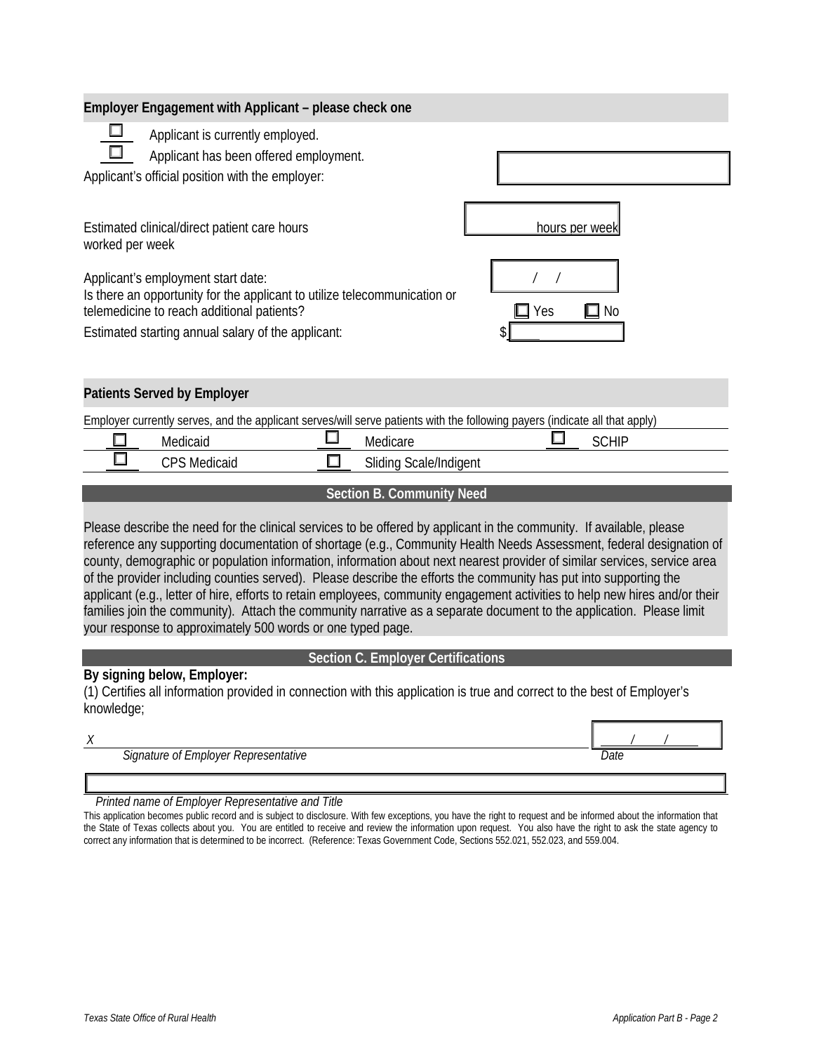**Employer Engagement with Applicant – please check one**

☐ Applicant is currently employed.

☐ Applicant has been offered employment.

Applicant's official position with the employer: 

Estimated clinical/direct patient care hours worked per week: hours per week

Applicant's employment start date: / /

Is there an opportunity for the applicant to utilize telecommunication or telemedicine to reach additional patients? ☐ Yes ☐ No

Estimated starting annual salary of the applicant: $

**Patients Served by Employer**

Employer currently serves, and the applicant serves/will serve patients with the following payers (indicate all that apply)

| | | | | | |
|---|---|---|---|---|---|
| ☐ | Medicaid | ☐ | Medicare | ☐ | SCHIP |
| ☐ | CPS Medicaid | ☐ | Sliding Scale/Indigent | | |

## Section B. Community Need

Please describe the need for the clinical services to be offered by applicant in the community. If available, please reference any supporting documentation of shortage (e.g., Community Health Needs Assessment, federal designation of county, demographic or population information, information about next nearest provider of similar services, service area of the provider including counties served). Please describe the efforts the community has put into supporting the applicant (e.g., letter of hire, efforts to retain employees, community engagement activities to help new hires and/or their families join the community). Attach the community narrative as a separate document to the application. Please limit your response to approximately 500 words or one typed page.

## Section C. Employer Certifications

**By signing below, Employer:**

(1) Certifies all information provided in connection with this application is true and correct to the best of Employer's knowledge;

*X* ______________________________ / /

*Signature of Employer Representative* *Date*

______________________________

*Printed name of Employer Representative and Title*

This application becomes public record and is subject to disclosure. With few exceptions, you have the right to request and be informed about the information that the State of Texas collects about you. You are entitled to receive and review the information upon request. You also have the right to ask the state agency to correct any information that is determined to be incorrect. (Reference: Texas Government Code, Sections 552.021, 552.023, and 559.004.